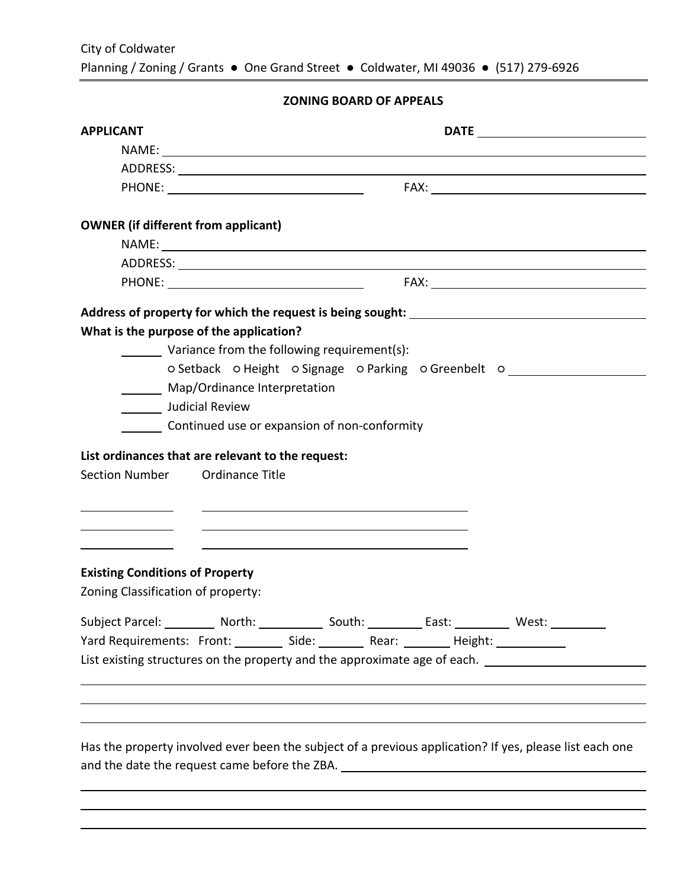City of Coldwater
Planning / Zoning / Grants ● One Grand Street ● Coldwater, MI 49036 ● (517) 279-6926

## ZONING BOARD OF APPEALS

**APPLICANT** **DATE** ________________

NAME: ________________________________________

ADDRESS: ________________________________________

PHONE: ____________________ FAX: ____________________

**OWNER (if different from applicant)**

NAME: ________________________________________

ADDRESS: ________________________________________

PHONE: ____________________ FAX: ____________________

**Address of property for which the request is being sought:** ____________________

**What is the purpose of the application?**

______ Variance from the following requirement(s):

○ Setback ○ Height ○ Signage ○ Parking ○ Greenbelt ○ ____________________

______ Map/Ordinance Interpretation

______ Judicial Review

______ Continued use or expansion of non-conformity

**List ordinances that are relevant to the request:**

| Section Number | Ordinance Title |
|---|---|
| ______________ | ________________________________________ |
| ______________ | ________________________________________ |
| ______________ | ________________________________________ |

**Existing Conditions of Property**

Zoning Classification of property:

Subject Parcel: ________ North: __________ South: ________ East: ________ West: ________

Yard Requirements: Front: ________ Side: _______ Rear: _______ Height: __________

List existing structures on the property and the approximate age of each. ____________________

________________________________________________________________________________

________________________________________________________________________________

________________________________________________________________________________

Has the property involved ever been the subject of a previous application? If yes, please list each one and the date the request came before the ZBA. ____________________

________________________________________________________________________________

________________________________________________________________________________

________________________________________________________________________________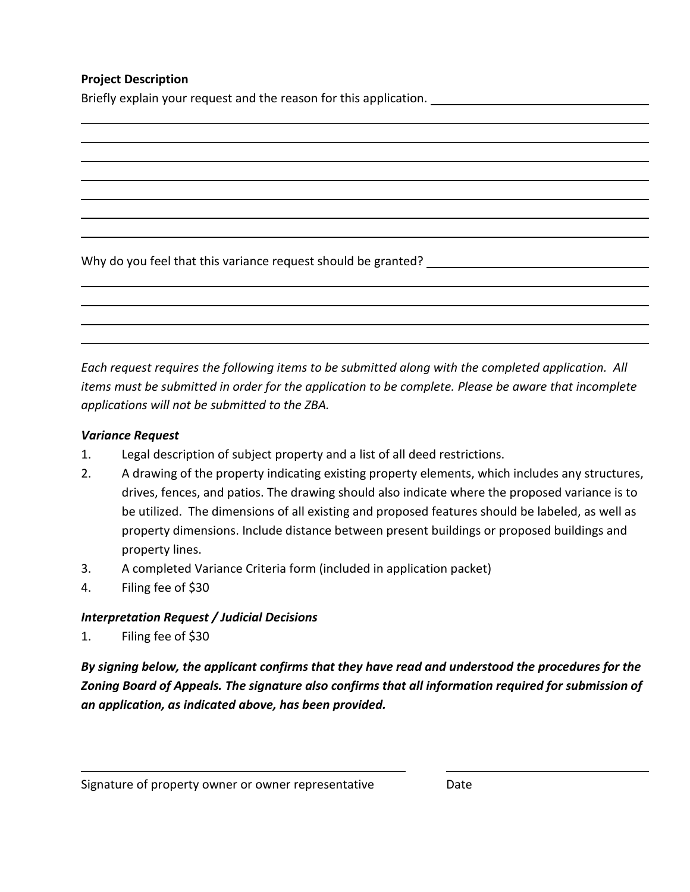**Project Description**

Briefly explain your request and the reason for this application. ______________________________

______________________________________________________________________________

______________________________________________________________________________

______________________________________________________________________________

______________________________________________________________________________

______________________________________________________________________________

______________________________________________________________________________

______________________________________________________________________________

Why do you feel that this variance request should be granted? ______________________________

______________________________________________________________________________

______________________________________________________________________________

______________________________________________________________________________

______________________________________________________________________________

*Each request requires the following items to be submitted along with the completed application. All items must be submitted in order for the application to be complete. Please be aware that incomplete applications will not be submitted to the ZBA.*

***Variance Request***

1. Legal description of subject property and a list of all deed restrictions.
2. A drawing of the property indicating existing property elements, which includes any structures, drives, fences, and patios. The drawing should also indicate where the proposed variance is to be utilized. The dimensions of all existing and proposed features should be labeled, as well as property dimensions. Include distance between present buildings or proposed buildings and property lines.
3. A completed Variance Criteria form (included in application packet)
4. Filing fee of $30

***Interpretation Request / Judicial Decisions***

1. Filing fee of $30

***By signing below, the applicant confirms that they have read and understood the procedures for the Zoning Board of Appeals. The signature also confirms that all information required for submission of an application, as indicated above, has been provided.***

______________________________________________ ______________________________

Signature of property owner or owner representative Date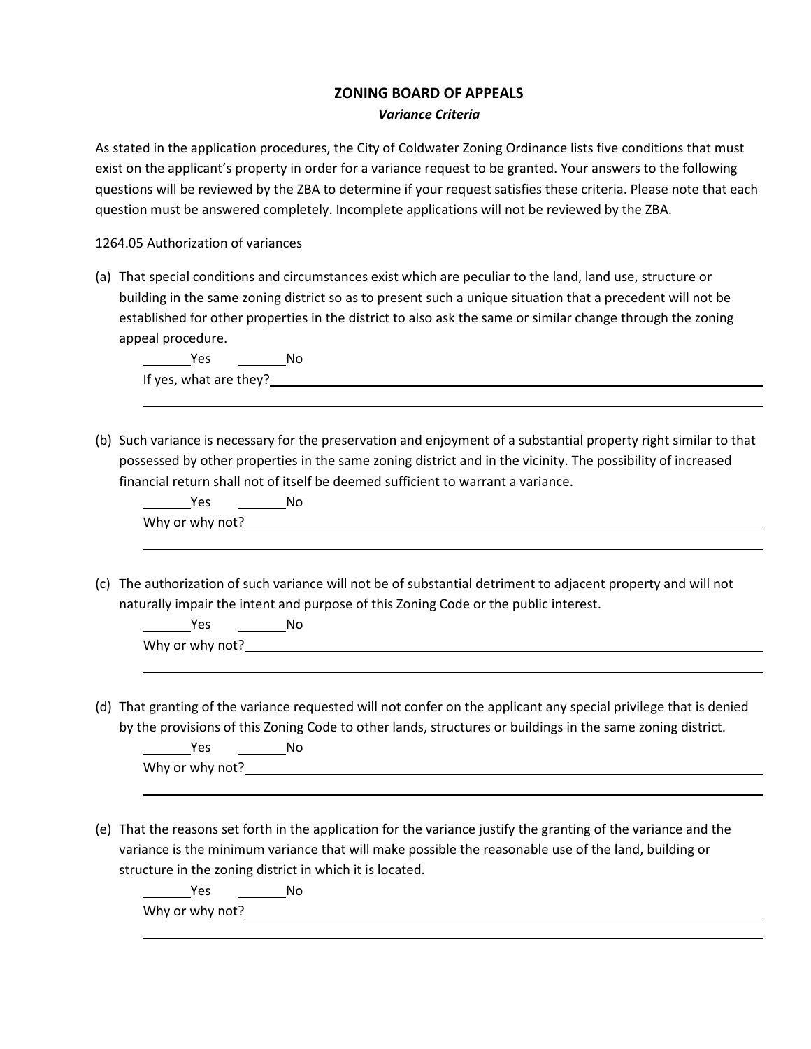# ZONING BOARD OF APPEALS

***Variance Criteria***

As stated in the application procedures, the City of Coldwater Zoning Ordinance lists five conditions that must exist on the applicant's property in order for a variance request to be granted. Your answers to the following questions will be reviewed by the ZBA to determine if your request satisfies these criteria. Please note that each question must be answered completely. Incomplete applications will not be reviewed by the ZBA.

1264.05 Authorization of variances

(a) That special conditions and circumstances exist which are peculiar to the land, land use, structure or building in the same zoning district so as to present such a unique situation that a precedent will not be established for other properties in the district to also ask the same or similar change through the zoning appeal procedure.

_______Yes _______No

If yes, what are they? ____________________________________________________________

__________________________________________________________________________

(b) Such variance is necessary for the preservation and enjoyment of a substantial property right similar to that possessed by other properties in the same zoning district and in the vicinity. The possibility of increased financial return shall not of itself be deemed sufficient to warrant a variance.

_______Yes _______No

Why or why not? ____________________________________________________________

__________________________________________________________________________

(c) The authorization of such variance will not be of substantial detriment to adjacent property and will not naturally impair the intent and purpose of this Zoning Code or the public interest.

_______Yes _______No

Why or why not? ____________________________________________________________

__________________________________________________________________________

(d) That granting of the variance requested will not confer on the applicant any special privilege that is denied by the provisions of this Zoning Code to other lands, structures or buildings in the same zoning district.

_______Yes _______No

Why or why not? ____________________________________________________________

__________________________________________________________________________

(e) That the reasons set forth in the application for the variance justify the granting of the variance and the variance is the minimum variance that will make possible the reasonable use of the land, building or structure in the zoning district in which it is located.

_______Yes _______No

Why or why not? ____________________________________________________________

__________________________________________________________________________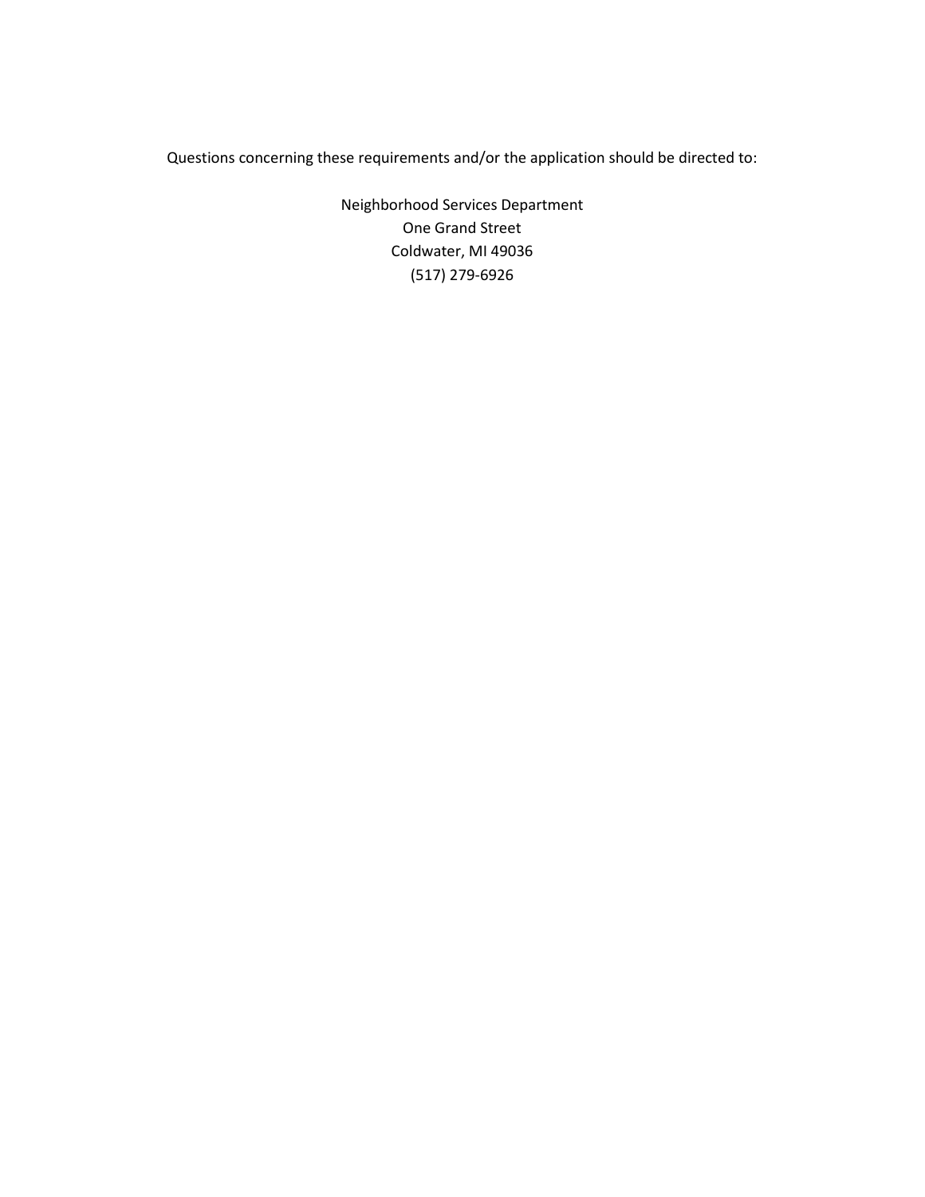Questions concerning these requirements and/or the application should be directed to:

Neighborhood Services Department
One Grand Street
Coldwater, MI 49036
(517) 279-6926